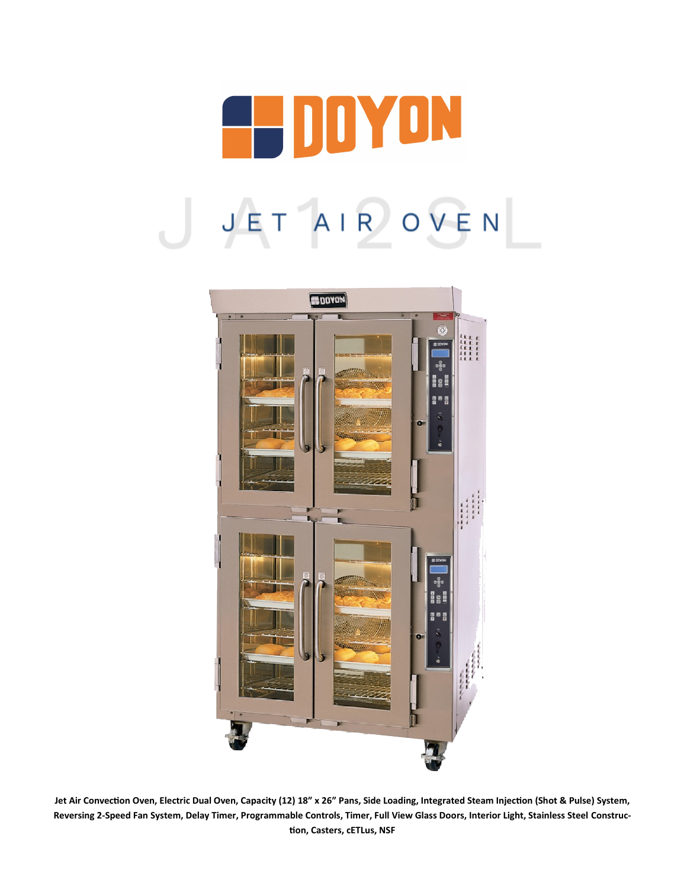# DOYON

## JA12SL

## JET AIR OVEN

**Jet Air Convection Oven, Electric Dual Oven, Capacity (12) 18" x 26" Pans, Side Loading, Integrated Steam Injection (Shot & Pulse) System, Reversing 2-Speed Fan System, Delay Timer, Programmable Controls, Timer, Full View Glass Doors, Interior Light, Stainless Steel Construction, Casters, cETLus, NSF**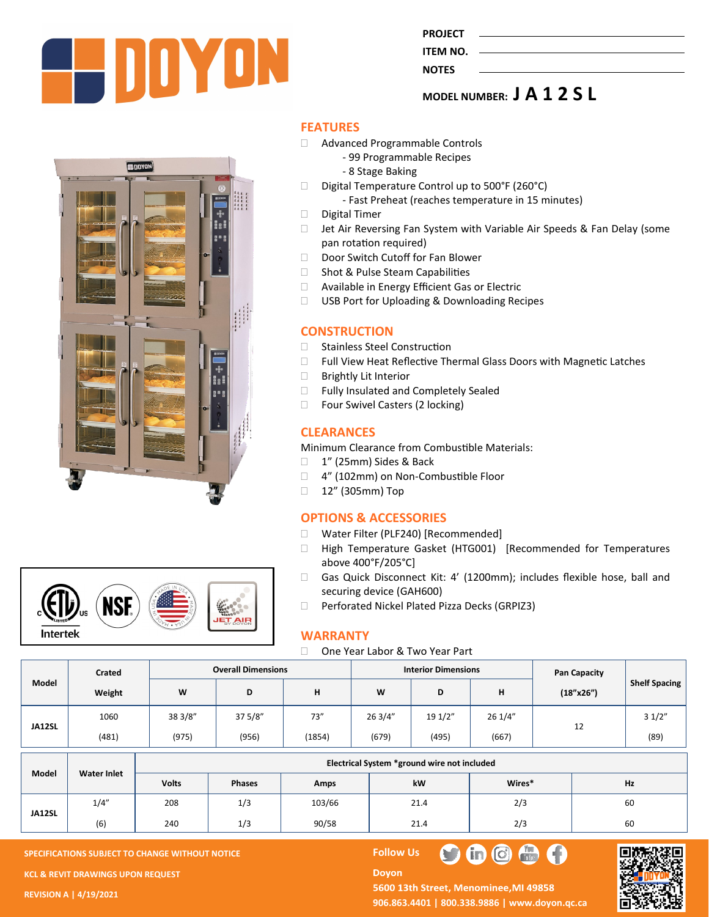PROJECT ______

ITEM NO. ______

NOTES ______

MODEL NUMBER: **JA12SL**

## FEATURES

- Advanced Programmable Controls
  - 99 Programmable Recipes
  - 8 Stage Baking
- Digital Temperature Control up to 500°F (260°C)
  - Fast Preheat (reaches temperature in 15 minutes)
- Digital Timer
- Jet Air Reversing Fan System with Variable Air Speeds & Fan Delay (some pan rotation required)
- Door Switch Cutoff for Fan Blower
- Shot & Pulse Steam Capabilities
- Available in Energy Efficient Gas or Electric
- USB Port for Uploading & Downloading Recipes

## CONSTRUCTION

- Stainless Steel Construction
- Full View Heat Reflective Thermal Glass Doors with Magnetic Latches
- Brightly Lit Interior
- Fully Insulated and Completely Sealed
- Four Swivel Casters (2 locking)

## CLEARANCES

Minimum Clearance from Combustible Materials:

- 1" (25mm) Sides & Back
- 4" (102mm) on Non-Combustible Floor
- 12" (305mm) Top

## OPTIONS & ACCESSORIES

- Water Filter (PLF240) [Recommended]
- High Temperature Gasket (HTG001) [Recommended for Temperatures above 400°F/205°C]
- Gas Quick Disconnect Kit: 4' (1200mm); includes flexible hose, ball and securing device (GAH600)
- Perforated Nickel Plated Pizza Decks (GRPIZ3)

## WARRANTY

- One Year Labor & Two Year Part

| Model | Crated Weight | Overall Dimensions | | | Interior Dimensions | | | Pan Capacity (18"x26") | Shelf Spacing |
|---|---|---|---|---|---|---|---|---|---|
| | | W | D | H | W | D | H | | |
| JA12SL | 1060 (481) | 38 3/8" (975) | 37 5/8" (956) | 73" (1854) | 26 3/4" (679) | 19 1/2" (495) | 26 1/4" (667) | 12 | 3 1/2" (89) |

| Model | Water Inlet | Electrical System *ground wire not included | | | | | |
|---|---|---|---|---|---|---|---|
| | | Volts | Phases | Amps | kW | Wires* | Hz |
| JA12SL | 1/4" (6) | 208 | 1/3 | 103/66 | 21.4 | 2/3 | 60 |
| | | 240 | 1/3 | 90/58 | 21.4 | 2/3 | 60 |

SPECIFICATIONS SUBJECT TO CHANGE WITHOUT NOTICE

KCL & REVIT DRAWINGS UPON REQUEST

REVISION A | 4/19/2021

Follow Us

Doyon

5600 13th Street, Menominee, MI 49858

906.863.4401 | 800.338.9886 | www.doyon.qc.ca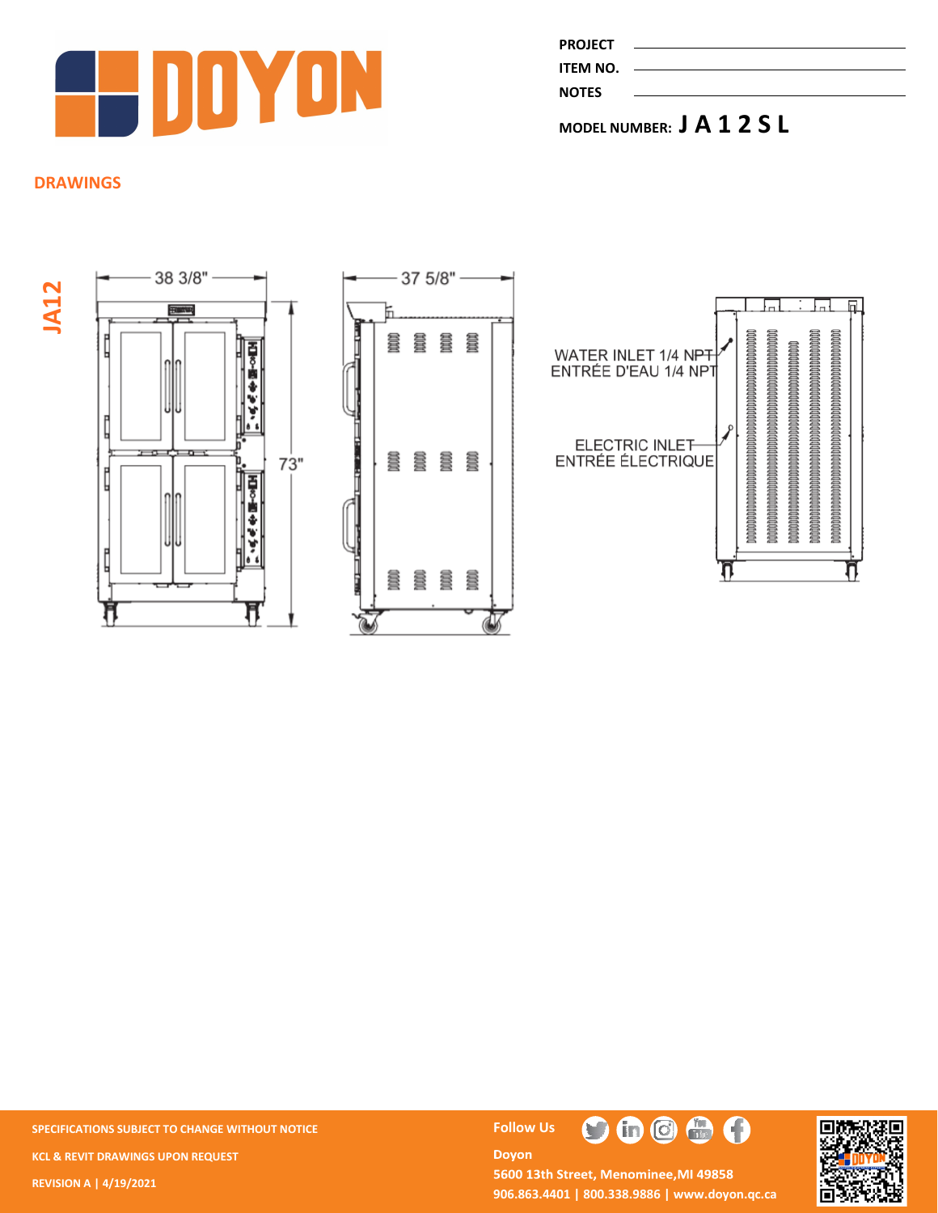PROJECT

ITEM NO.

NOTES

MODEL NUMBER: **JA12SL**

## DRAWINGS

JA12

38 3/8"

37 5/8"

73"

WATER INLET 1/4 NPT
ENTRÉE D'EAU 1/4 NPT

ELECTRIC INLET
ENTRÉE ÉLECTRIQUE

SPECIFICATIONS SUBJECT TO CHANGE WITHOUT NOTICE

KCL & REVIT DRAWINGS UPON REQUEST

REVISION A | 4/19/2021

Follow Us

Doyon
5600 13th Street, Menominee,MI 49858
906.863.4401 | 800.338.9886 | www.doyon.qc.ca